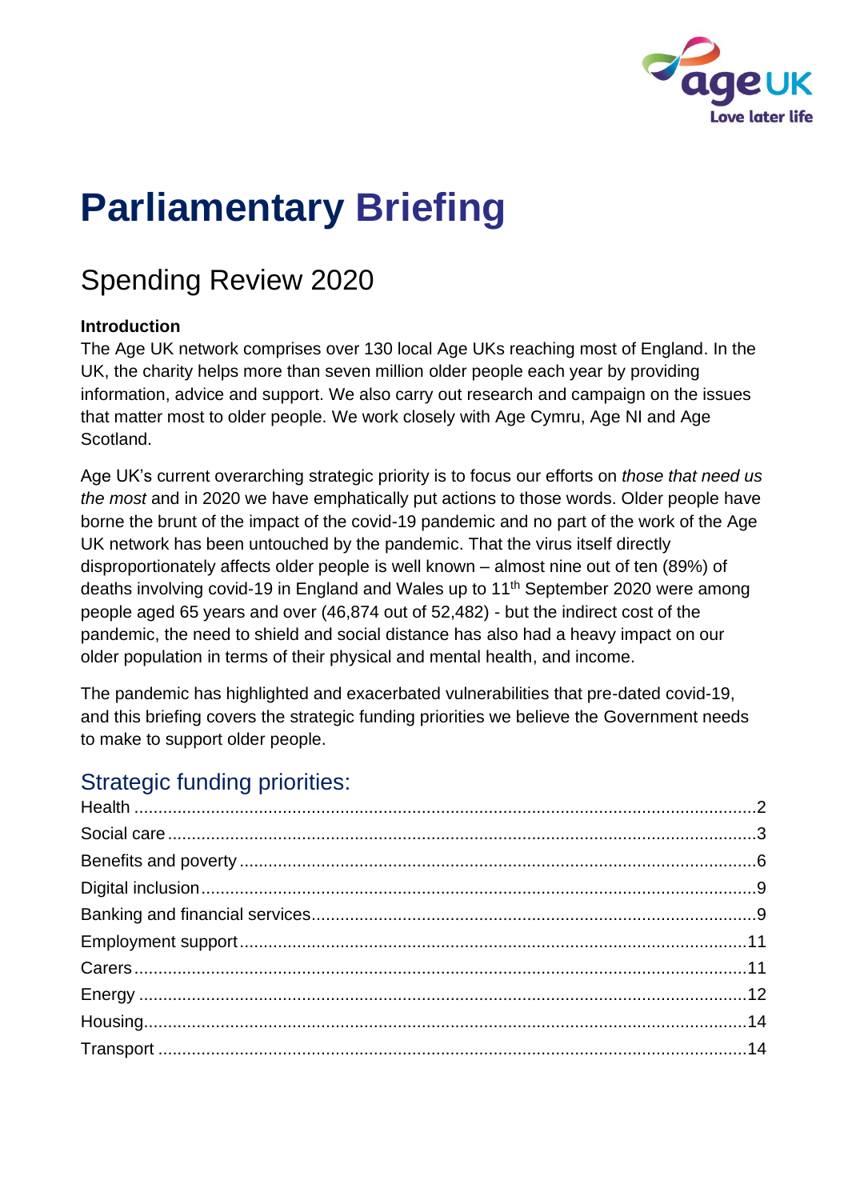# Parliamentary Briefing

## Spending Review 2020

**Introduction**

The Age UK network comprises over 130 local Age UKs reaching most of England. In the UK, the charity helps more than seven million older people each year by providing information, advice and support. We also carry out research and campaign on the issues that matter most to older people. We work closely with Age Cymru, Age NI and Age Scotland.

Age UK's current overarching strategic priority is to focus our efforts on *those that need us the most* and in 2020 we have emphatically put actions to those words. Older people have borne the brunt of the impact of the covid-19 pandemic and no part of the work of the Age UK network has been untouched by the pandemic. That the virus itself directly disproportionately affects older people is well known – almost nine out of ten (89%) of deaths involving covid-19 in England and Wales up to 11th September 2020 were among people aged 65 years and over (46,874 out of 52,482) - but the indirect cost of the pandemic, the need to shield and social distance has also had a heavy impact on our older population in terms of their physical and mental health, and income.

The pandemic has highlighted and exacerbated vulnerabilities that pre-dated covid-19, and this briefing covers the strategic funding priorities we believe the Government needs to make to support older people.

## Strategic funding priorities:

- Health ..... 2
- Social care ..... 3
- Benefits and poverty ..... 6
- Digital inclusion ..... 9
- Banking and financial services ..... 9
- Employment support ..... 11
- Carers ..... 11
- Energy ..... 12
- Housing ..... 14
- Transport ..... 14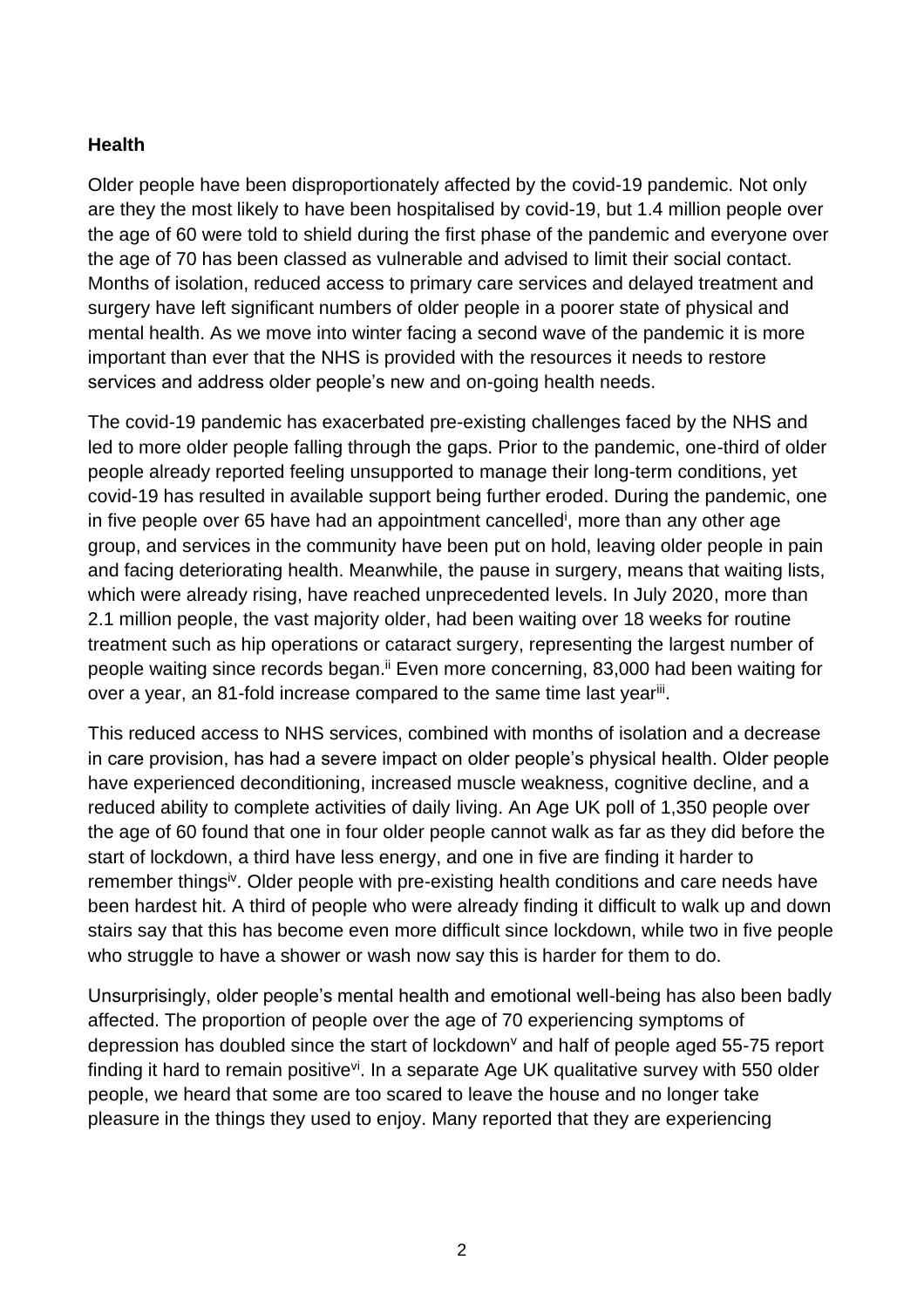**Health**

Older people have been disproportionately affected by the covid-19 pandemic. Not only are they the most likely to have been hospitalised by covid-19, but 1.4 million people over the age of 60 were told to shield during the first phase of the pandemic and everyone over the age of 70 has been classed as vulnerable and advised to limit their social contact. Months of isolation, reduced access to primary care services and delayed treatment and surgery have left significant numbers of older people in a poorer state of physical and mental health. As we move into winter facing a second wave of the pandemic it is more important than ever that the NHS is provided with the resources it needs to restore services and address older people's new and on-going health needs.

The covid-19 pandemic has exacerbated pre-existing challenges faced by the NHS and led to more older people falling through the gaps. Prior to the pandemic, one-third of older people already reported feeling unsupported to manage their long-term conditions, yet covid-19 has resulted in available support being further eroded. During the pandemic, one in five people over 65 have had an appointment cancelled[i], more than any other age group, and services in the community have been put on hold, leaving older people in pain and facing deteriorating health. Meanwhile, the pause in surgery, means that waiting lists, which were already rising, have reached unprecedented levels. In July 2020, more than 2.1 million people, the vast majority older, had been waiting over 18 weeks for routine treatment such as hip operations or cataract surgery, representing the largest number of people waiting since records began.[ii] Even more concerning, 83,000 had been waiting for over a year, an 81-fold increase compared to the same time last year[iii].

This reduced access to NHS services, combined with months of isolation and a decrease in care provision, has had a severe impact on older people's physical health. Older people have experienced deconditioning, increased muscle weakness, cognitive decline, and a reduced ability to complete activities of daily living. An Age UK poll of 1,350 people over the age of 60 found that one in four older people cannot walk as far as they did before the start of lockdown, a third have less energy, and one in five are finding it harder to remember things[iv]. Older people with pre-existing health conditions and care needs have been hardest hit. A third of people who were already finding it difficult to walk up and down stairs say that this has become even more difficult since lockdown, while two in five people who struggle to have a shower or wash now say this is harder for them to do.

Unsurprisingly, older people's mental health and emotional well-being has also been badly affected. The proportion of people over the age of 70 experiencing symptoms of depression has doubled since the start of lockdown[v] and half of people aged 55-75 report finding it hard to remain positive[vi]. In a separate Age UK qualitative survey with 550 older people, we heard that some are too scared to leave the house and no longer take pleasure in the things they used to enjoy. Many reported that they are experiencing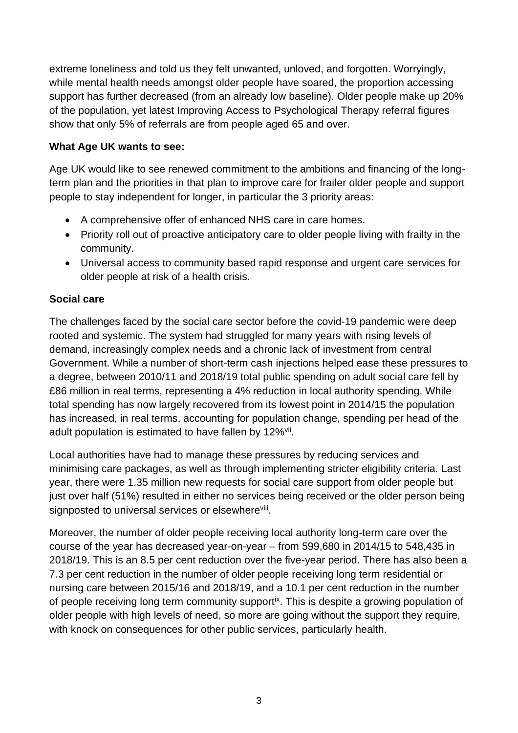extreme loneliness and told us they felt unwanted, unloved, and forgotten. Worryingly, while mental health needs amongst older people have soared, the proportion accessing support has further decreased (from an already low baseline). Older people make up 20% of the population, yet latest Improving Access to Psychological Therapy referral figures show that only 5% of referrals are from people aged 65 and over.

**What Age UK wants to see:**

Age UK would like to see renewed commitment to the ambitions and financing of the long-term plan and the priorities in that plan to improve care for frailer older people and support people to stay independent for longer, in particular the 3 priority areas:

- A comprehensive offer of enhanced NHS care in care homes.
- Priority roll out of proactive anticipatory care to older people living with frailty in the community.
- Universal access to community based rapid response and urgent care services for older people at risk of a health crisis.

**Social care**

The challenges faced by the social care sector before the covid-19 pandemic were deep rooted and systemic. The system had struggled for many years with rising levels of demand, increasingly complex needs and a chronic lack of investment from central Government. While a number of short-term cash injections helped ease these pressures to a degree, between 2010/11 and 2018/19 total public spending on adult social care fell by £86 million in real terms, representing a 4% reduction in local authority spending. While total spending has now largely recovered from its lowest point in 2014/15 the population has increased, in real terms, accounting for population change, spending per head of the adult population is estimated to have fallen by 12%[vii].

Local authorities have had to manage these pressures by reducing services and minimising care packages, as well as through implementing stricter eligibility criteria. Last year, there were 1.35 million new requests for social care support from older people but just over half (51%) resulted in either no services being received or the older person being signposted to universal services or elsewhere[viii].

Moreover, the number of older people receiving local authority long-term care over the course of the year has decreased year-on-year – from 599,680 in 2014/15 to 548,435 in 2018/19. This is an 8.5 per cent reduction over the five-year period. There has also been a 7.3 per cent reduction in the number of older people receiving long term residential or nursing care between 2015/16 and 2018/19, and a 10.1 per cent reduction in the number of people receiving long term community support[ix]. This is despite a growing population of older people with high levels of need, so more are going without the support they require, with knock on consequences for other public services, particularly health.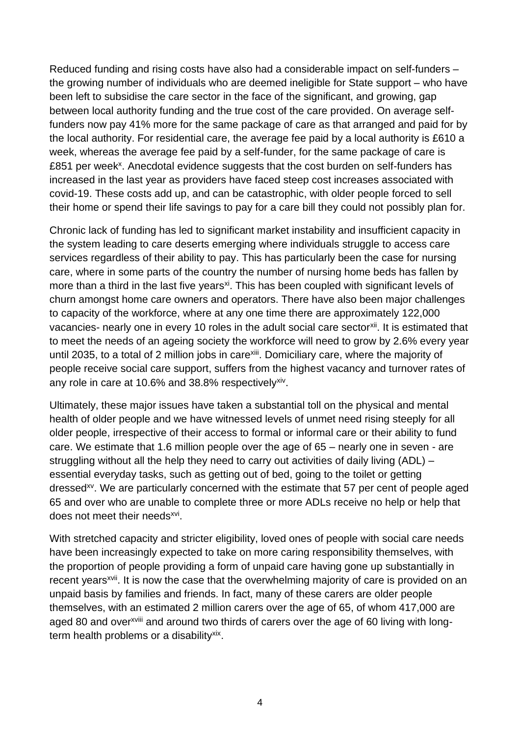Reduced funding and rising costs have also had a considerable impact on self-funders – the growing number of individuals who are deemed ineligible for State support – who have been left to subsidise the care sector in the face of the significant, and growing, gap between local authority funding and the true cost of the care provided. On average self-funders now pay 41% more for the same package of care as that arranged and paid for by the local authority. For residential care, the average fee paid by a local authority is £610 a week, whereas the average fee paid by a self-funder, for the same package of care is £851 per week[x]. Anecdotal evidence suggests that the cost burden on self-funders has increased in the last year as providers have faced steep cost increases associated with covid-19. These costs add up, and can be catastrophic, with older people forced to sell their home or spend their life savings to pay for a care bill they could not possibly plan for.

Chronic lack of funding has led to significant market instability and insufficient capacity in the system leading to care deserts emerging where individuals struggle to access care services regardless of their ability to pay. This has particularly been the case for nursing care, where in some parts of the country the number of nursing home beds has fallen by more than a third in the last five years[xi]. This has been coupled with significant levels of churn amongst home care owners and operators. There have also been major challenges to capacity of the workforce, where at any one time there are approximately 122,000 vacancies- nearly one in every 10 roles in the adult social care sector[xii]. It is estimated that to meet the needs of an ageing society the workforce will need to grow by 2.6% every year until 2035, to a total of 2 million jobs in care[xiii]. Domiciliary care, where the majority of people receive social care support, suffers from the highest vacancy and turnover rates of any role in care at 10.6% and 38.8% respectively[xiv].

Ultimately, these major issues have taken a substantial toll on the physical and mental health of older people and we have witnessed levels of unmet need rising steeply for all older people, irrespective of their access to formal or informal care or their ability to fund care. We estimate that 1.6 million people over the age of 65 – nearly one in seven - are struggling without all the help they need to carry out activities of daily living (ADL) – essential everyday tasks, such as getting out of bed, going to the toilet or getting dressed[xv]. We are particularly concerned with the estimate that 57 per cent of people aged 65 and over who are unable to complete three or more ADLs receive no help or help that does not meet their needs[xvi].

With stretched capacity and stricter eligibility, loved ones of people with social care needs have been increasingly expected to take on more caring responsibility themselves, with the proportion of people providing a form of unpaid care having gone up substantially in recent years[xvii]. It is now the case that the overwhelming majority of care is provided on an unpaid basis by families and friends. In fact, many of these carers are older people themselves, with an estimated 2 million carers over the age of 65, of whom 417,000 are aged 80 and over[xviii] and around two thirds of carers over the age of 60 living with long-term health problems or a disability[xix].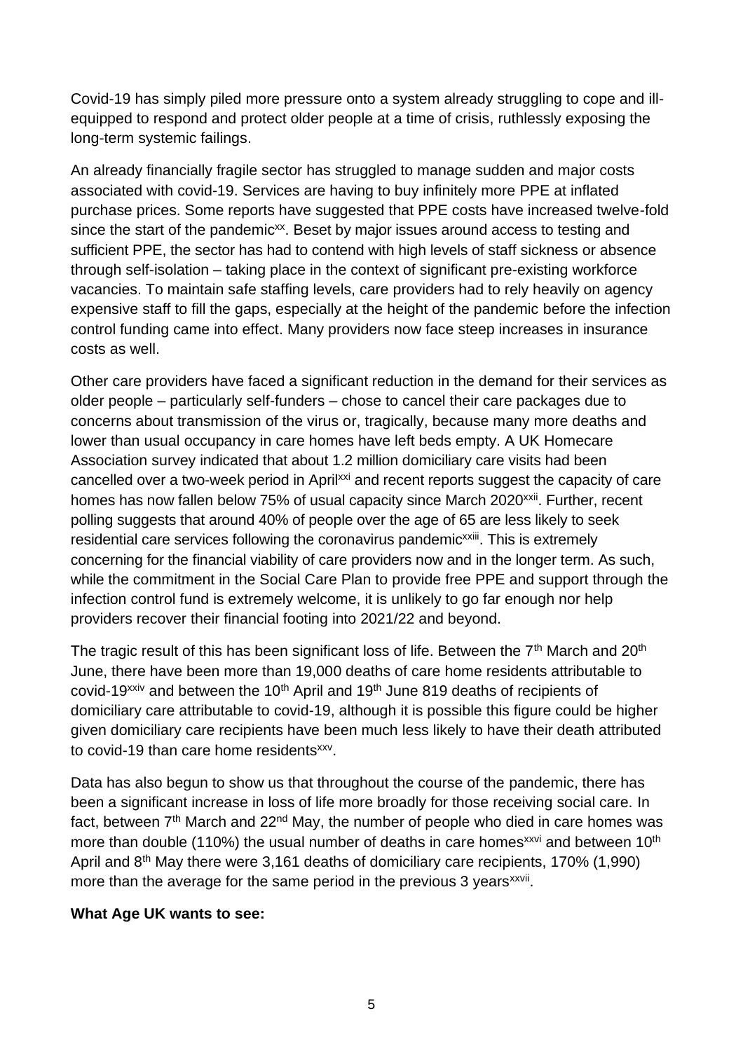Covid-19 has simply piled more pressure onto a system already struggling to cope and ill-equipped to respond and protect older people at a time of crisis, ruthlessly exposing the long-term systemic failings.

An already financially fragile sector has struggled to manage sudden and major costs associated with covid-19. Services are having to buy infinitely more PPE at inflated purchase prices. Some reports have suggested that PPE costs have increased twelve-fold since the start of the pandemic[xx]. Beset by major issues around access to testing and sufficient PPE, the sector has had to contend with high levels of staff sickness or absence through self-isolation – taking place in the context of significant pre-existing workforce vacancies. To maintain safe staffing levels, care providers had to rely heavily on agency expensive staff to fill the gaps, especially at the height of the pandemic before the infection control funding came into effect. Many providers now face steep increases in insurance costs as well.

Other care providers have faced a significant reduction in the demand for their services as older people – particularly self-funders – chose to cancel their care packages due to concerns about transmission of the virus or, tragically, because many more deaths and lower than usual occupancy in care homes have left beds empty. A UK Homecare Association survey indicated that about 1.2 million domiciliary care visits had been cancelled over a two-week period in April[xxi] and recent reports suggest the capacity of care homes has now fallen below 75% of usual capacity since March 2020[xxii]. Further, recent polling suggests that around 40% of people over the age of 65 are less likely to seek residential care services following the coronavirus pandemic[xxiii]. This is extremely concerning for the financial viability of care providers now and in the longer term. As such, while the commitment in the Social Care Plan to provide free PPE and support through the infection control fund is extremely welcome, it is unlikely to go far enough nor help providers recover their financial footing into 2021/22 and beyond.

The tragic result of this has been significant loss of life. Between the 7th March and 20th June, there have been more than 19,000 deaths of care home residents attributable to covid-19[xxiv] and between the 10th April and 19th June 819 deaths of recipients of domiciliary care attributable to covid-19, although it is possible this figure could be higher given domiciliary care recipients have been much less likely to have their death attributed to covid-19 than care home residents[xxv].

Data has also begun to show us that throughout the course of the pandemic, there has been a significant increase in loss of life more broadly for those receiving social care. In fact, between 7th March and 22nd May, the number of people who died in care homes was more than double (110%) the usual number of deaths in care homes[xxvi] and between 10th April and 8th May there were 3,161 deaths of domiciliary care recipients, 170% (1,990) more than the average for the same period in the previous 3 years[xxvii].

**What Age UK wants to see:**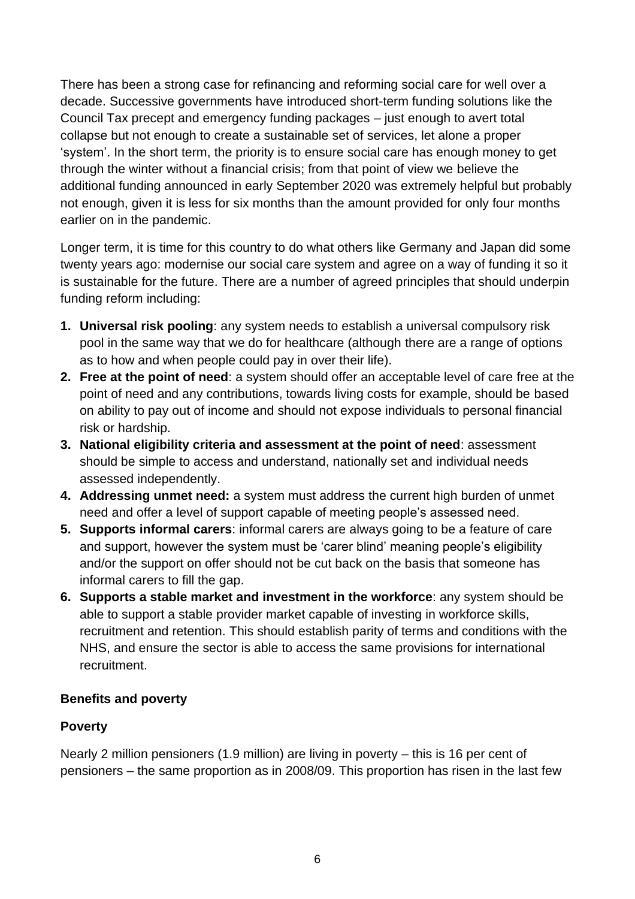There has been a strong case for refinancing and reforming social care for well over a decade. Successive governments have introduced short-term funding solutions like the Council Tax precept and emergency funding packages – just enough to avert total collapse but not enough to create a sustainable set of services, let alone a proper 'system'. In the short term, the priority is to ensure social care has enough money to get through the winter without a financial crisis; from that point of view we believe the additional funding announced in early September 2020 was extremely helpful but probably not enough, given it is less for six months than the amount provided for only four months earlier on in the pandemic.

Longer term, it is time for this country to do what others like Germany and Japan did some twenty years ago: modernise our social care system and agree on a way of funding it so it is sustainable for the future. There are a number of agreed principles that should underpin funding reform including:

1. **Universal risk pooling**: any system needs to establish a universal compulsory risk pool in the same way that we do for healthcare (although there are a range of options as to how and when people could pay in over their life).
2. **Free at the point of need**: a system should offer an acceptable level of care free at the point of need and any contributions, towards living costs for example, should be based on ability to pay out of income and should not expose individuals to personal financial risk or hardship.
3. **National eligibility criteria and assessment at the point of need**: assessment should be simple to access and understand, nationally set and individual needs assessed independently.
4. **Addressing unmet need:** a system must address the current high burden of unmet need and offer a level of support capable of meeting people's assessed need.
5. **Supports informal carers**: informal carers are always going to be a feature of care and support, however the system must be 'carer blind' meaning people's eligibility and/or the support on offer should not be cut back on the basis that someone has informal carers to fill the gap.
6. **Supports a stable market and investment in the workforce**: any system should be able to support a stable provider market capable of investing in workforce skills, recruitment and retention. This should establish parity of terms and conditions with the NHS, and ensure the sector is able to access the same provisions for international recruitment.

## Benefits and poverty

### Poverty

Nearly 2 million pensioners (1.9 million) are living in poverty – this is 16 per cent of pensioners – the same proportion as in 2008/09. This proportion has risen in the last few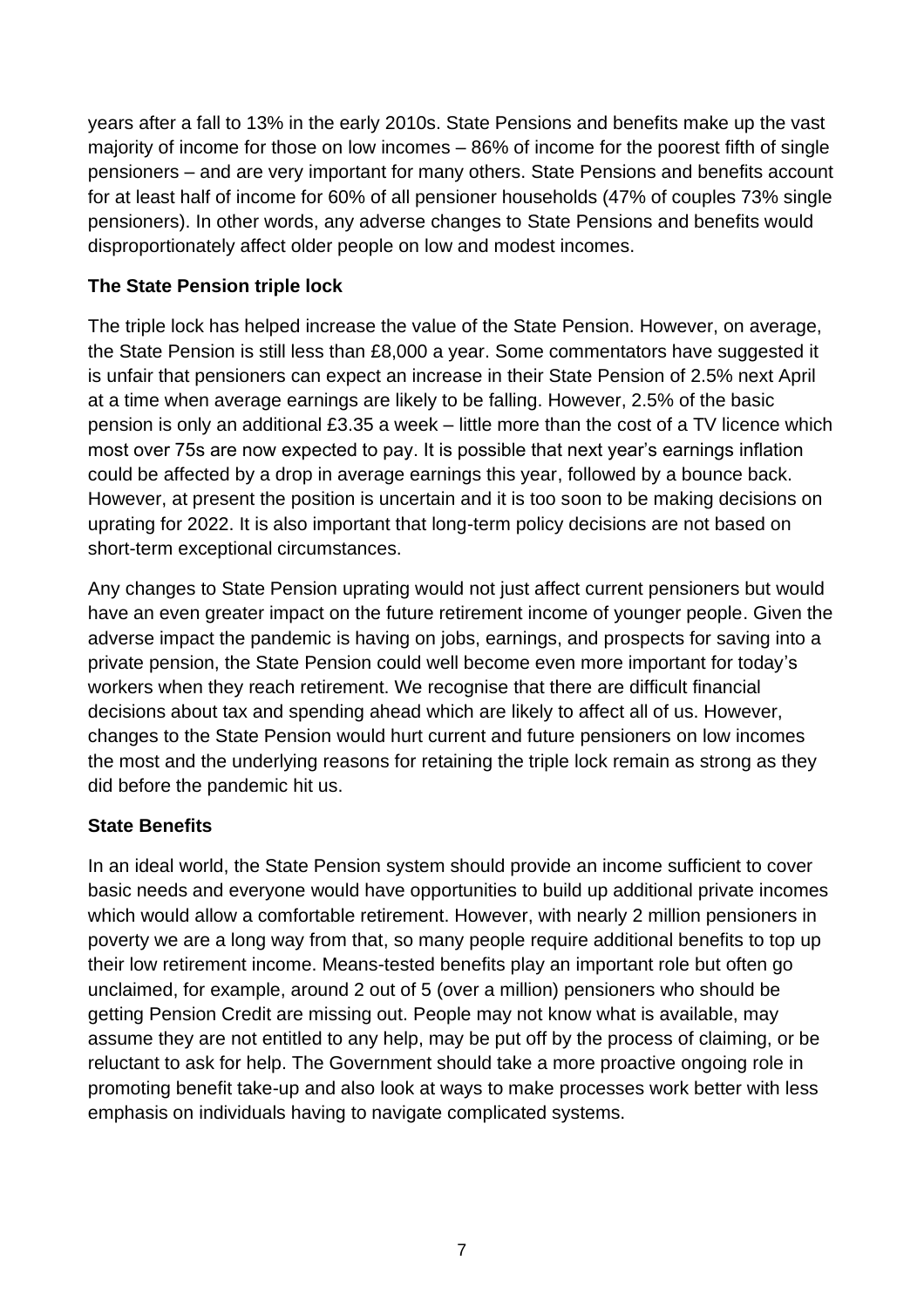years after a fall to 13% in the early 2010s. State Pensions and benefits make up the vast majority of income for those on low incomes – 86% of income for the poorest fifth of single pensioners – and are very important for many others. State Pensions and benefits account for at least half of income for 60% of all pensioner households (47% of couples 73% single pensioners). In other words, any adverse changes to State Pensions and benefits would disproportionately affect older people on low and modest incomes.

**The State Pension triple lock**

The triple lock has helped increase the value of the State Pension. However, on average, the State Pension is still less than £8,000 a year. Some commentators have suggested it is unfair that pensioners can expect an increase in their State Pension of 2.5% next April at a time when average earnings are likely to be falling. However, 2.5% of the basic pension is only an additional £3.35 a week – little more than the cost of a TV licence which most over 75s are now expected to pay. It is possible that next year's earnings inflation could be affected by a drop in average earnings this year, followed by a bounce back. However, at present the position is uncertain and it is too soon to be making decisions on uprating for 2022. It is also important that long-term policy decisions are not based on short-term exceptional circumstances.

Any changes to State Pension uprating would not just affect current pensioners but would have an even greater impact on the future retirement income of younger people. Given the adverse impact the pandemic is having on jobs, earnings, and prospects for saving into a private pension, the State Pension could well become even more important for today's workers when they reach retirement. We recognise that there are difficult financial decisions about tax and spending ahead which are likely to affect all of us. However, changes to the State Pension would hurt current and future pensioners on low incomes the most and the underlying reasons for retaining the triple lock remain as strong as they did before the pandemic hit us.

**State Benefits**

In an ideal world, the State Pension system should provide an income sufficient to cover basic needs and everyone would have opportunities to build up additional private incomes which would allow a comfortable retirement. However, with nearly 2 million pensioners in poverty we are a long way from that, so many people require additional benefits to top up their low retirement income. Means-tested benefits play an important role but often go unclaimed, for example, around 2 out of 5 (over a million) pensioners who should be getting Pension Credit are missing out. People may not know what is available, may assume they are not entitled to any help, may be put off by the process of claiming, or be reluctant to ask for help. The Government should take a more proactive ongoing role in promoting benefit take-up and also look at ways to make processes work better with less emphasis on individuals having to navigate complicated systems.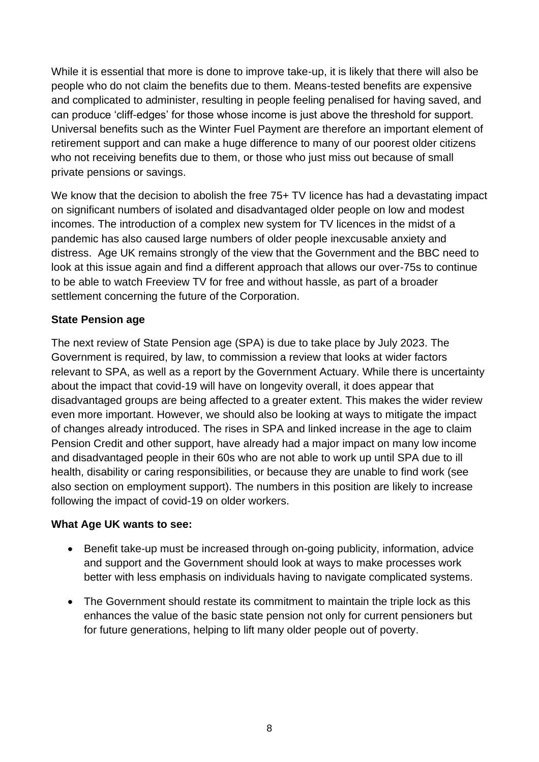While it is essential that more is done to improve take-up, it is likely that there will also be people who do not claim the benefits due to them. Means-tested benefits are expensive and complicated to administer, resulting in people feeling penalised for having saved, and can produce 'cliff-edges' for those whose income is just above the threshold for support. Universal benefits such as the Winter Fuel Payment are therefore an important element of retirement support and can make a huge difference to many of our poorest older citizens who not receiving benefits due to them, or those who just miss out because of small private pensions or savings.

We know that the decision to abolish the free 75+ TV licence has had a devastating impact on significant numbers of isolated and disadvantaged older people on low and modest incomes. The introduction of a complex new system for TV licences in the midst of a pandemic has also caused large numbers of older people inexcusable anxiety and distress. Age UK remains strongly of the view that the Government and the BBC need to look at this issue again and find a different approach that allows our over-75s to continue to be able to watch Freeview TV for free and without hassle, as part of a broader settlement concerning the future of the Corporation.

**State Pension age**

The next review of State Pension age (SPA) is due to take place by July 2023. The Government is required, by law, to commission a review that looks at wider factors relevant to SPA, as well as a report by the Government Actuary. While there is uncertainty about the impact that covid-19 will have on longevity overall, it does appear that disadvantaged groups are being affected to a greater extent. This makes the wider review even more important. However, we should also be looking at ways to mitigate the impact of changes already introduced. The rises in SPA and linked increase in the age to claim Pension Credit and other support, have already had a major impact on many low income and disadvantaged people in their 60s who are not able to work up until SPA due to ill health, disability or caring responsibilities, or because they are unable to find work (see also section on employment support). The numbers in this position are likely to increase following the impact of covid-19 on older workers.

**What Age UK wants to see:**

- Benefit take-up must be increased through on-going publicity, information, advice and support and the Government should look at ways to make processes work better with less emphasis on individuals having to navigate complicated systems.
- The Government should restate its commitment to maintain the triple lock as this enhances the value of the basic state pension not only for current pensioners but for future generations, helping to lift many older people out of poverty.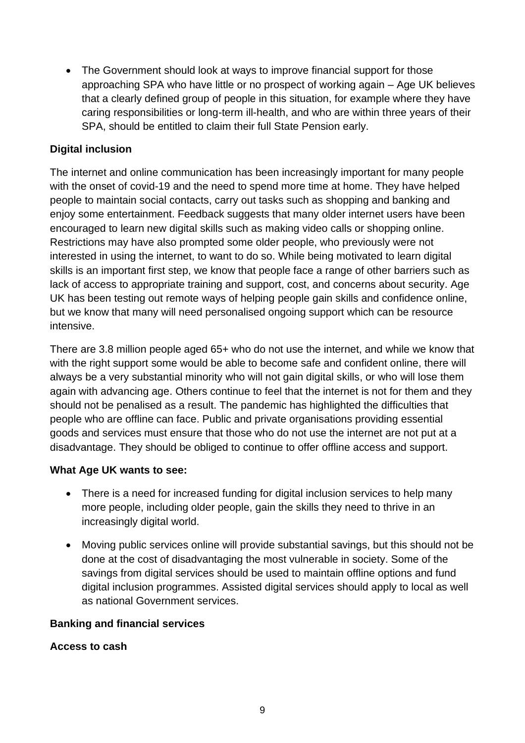- The Government should look at ways to improve financial support for those approaching SPA who have little or no prospect of working again – Age UK believes that a clearly defined group of people in this situation, for example where they have caring responsibilities or long-term ill-health, and who are within three years of their SPA, should be entitled to claim their full State Pension early.

**Digital inclusion**

The internet and online communication has been increasingly important for many people with the onset of covid-19 and the need to spend more time at home. They have helped people to maintain social contacts, carry out tasks such as shopping and banking and enjoy some entertainment. Feedback suggests that many older internet users have been encouraged to learn new digital skills such as making video calls or shopping online. Restrictions may have also prompted some older people, who previously were not interested in using the internet, to want to do so. While being motivated to learn digital skills is an important first step, we know that people face a range of other barriers such as lack of access to appropriate training and support, cost, and concerns about security. Age UK has been testing out remote ways of helping people gain skills and confidence online, but we know that many will need personalised ongoing support which can be resource intensive.

There are 3.8 million people aged 65+ who do not use the internet, and while we know that with the right support some would be able to become safe and confident online, there will always be a very substantial minority who will not gain digital skills, or who will lose them again with advancing age. Others continue to feel that the internet is not for them and they should not be penalised as a result. The pandemic has highlighted the difficulties that people who are offline can face. Public and private organisations providing essential goods and services must ensure that those who do not use the internet are not put at a disadvantage. They should be obliged to continue to offer offline access and support.

**What Age UK wants to see:**

- There is a need for increased funding for digital inclusion services to help many more people, including older people, gain the skills they need to thrive in an increasingly digital world.

- Moving public services online will provide substantial savings, but this should not be done at the cost of disadvantaging the most vulnerable in society. Some of the savings from digital services should be used to maintain offline options and fund digital inclusion programmes. Assisted digital services should apply to local as well as national Government services.

**Banking and financial services**

**Access to cash**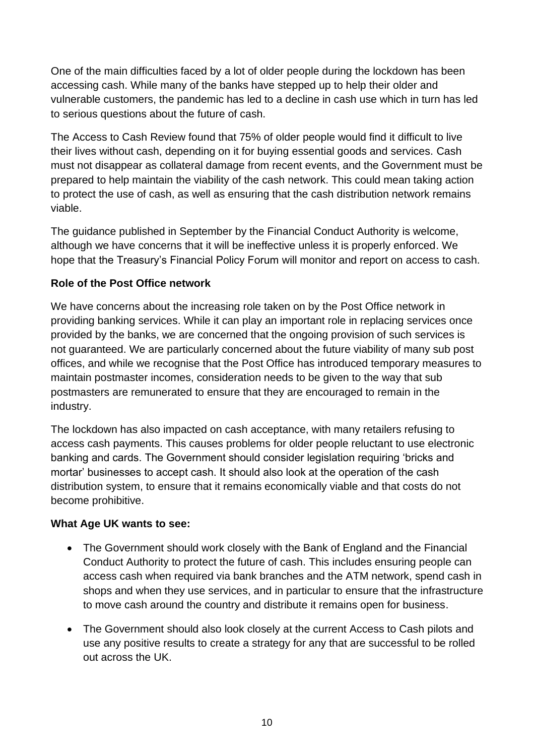One of the main difficulties faced by a lot of older people during the lockdown has been accessing cash. While many of the banks have stepped up to help their older and vulnerable customers, the pandemic has led to a decline in cash use which in turn has led to serious questions about the future of cash.

The Access to Cash Review found that 75% of older people would find it difficult to live their lives without cash, depending on it for buying essential goods and services. Cash must not disappear as collateral damage from recent events, and the Government must be prepared to help maintain the viability of the cash network. This could mean taking action to protect the use of cash, as well as ensuring that the cash distribution network remains viable.

The guidance published in September by the Financial Conduct Authority is welcome, although we have concerns that it will be ineffective unless it is properly enforced. We hope that the Treasury's Financial Policy Forum will monitor and report on access to cash.

**Role of the Post Office network**

We have concerns about the increasing role taken on by the Post Office network in providing banking services. While it can play an important role in replacing services once provided by the banks, we are concerned that the ongoing provision of such services is not guaranteed. We are particularly concerned about the future viability of many sub post offices, and while we recognise that the Post Office has introduced temporary measures to maintain postmaster incomes, consideration needs to be given to the way that sub postmasters are remunerated to ensure that they are encouraged to remain in the industry.

The lockdown has also impacted on cash acceptance, with many retailers refusing to access cash payments. This causes problems for older people reluctant to use electronic banking and cards. The Government should consider legislation requiring 'bricks and mortar' businesses to accept cash. It should also look at the operation of the cash distribution system, to ensure that it remains economically viable and that costs do not become prohibitive.

**What Age UK wants to see:**

- The Government should work closely with the Bank of England and the Financial Conduct Authority to protect the future of cash. This includes ensuring people can access cash when required via bank branches and the ATM network, spend cash in shops and when they use services, and in particular to ensure that the infrastructure to move cash around the country and distribute it remains open for business.
- The Government should also look closely at the current Access to Cash pilots and use any positive results to create a strategy for any that are successful to be rolled out across the UK.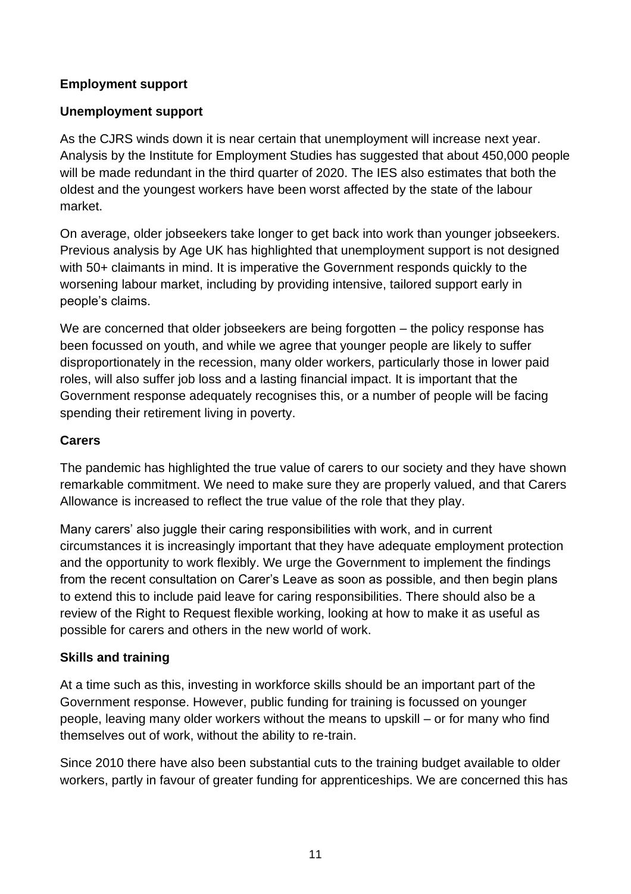**Employment support**

**Unemployment support**

As the CJRS winds down it is near certain that unemployment will increase next year. Analysis by the Institute for Employment Studies has suggested that about 450,000 people will be made redundant in the third quarter of 2020. The IES also estimates that both the oldest and the youngest workers have been worst affected by the state of the labour market.

On average, older jobseekers take longer to get back into work than younger jobseekers. Previous analysis by Age UK has highlighted that unemployment support is not designed with 50+ claimants in mind. It is imperative the Government responds quickly to the worsening labour market, including by providing intensive, tailored support early in people's claims.

We are concerned that older jobseekers are being forgotten – the policy response has been focussed on youth, and while we agree that younger people are likely to suffer disproportionately in the recession, many older workers, particularly those in lower paid roles, will also suffer job loss and a lasting financial impact. It is important that the Government response adequately recognises this, or a number of people will be facing spending their retirement living in poverty.

**Carers**

The pandemic has highlighted the true value of carers to our society and they have shown remarkable commitment. We need to make sure they are properly valued, and that Carers Allowance is increased to reflect the true value of the role that they play.

Many carers' also juggle their caring responsibilities with work, and in current circumstances it is increasingly important that they have adequate employment protection and the opportunity to work flexibly. We urge the Government to implement the findings from the recent consultation on Carer's Leave as soon as possible, and then begin plans to extend this to include paid leave for caring responsibilities. There should also be a review of the Right to Request flexible working, looking at how to make it as useful as possible for carers and others in the new world of work.

**Skills and training**

At a time such as this, investing in workforce skills should be an important part of the Government response. However, public funding for training is focussed on younger people, leaving many older workers without the means to upskill – or for many who find themselves out of work, without the ability to re-train.

Since 2010 there have also been substantial cuts to the training budget available to older workers, partly in favour of greater funding for apprenticeships. We are concerned this has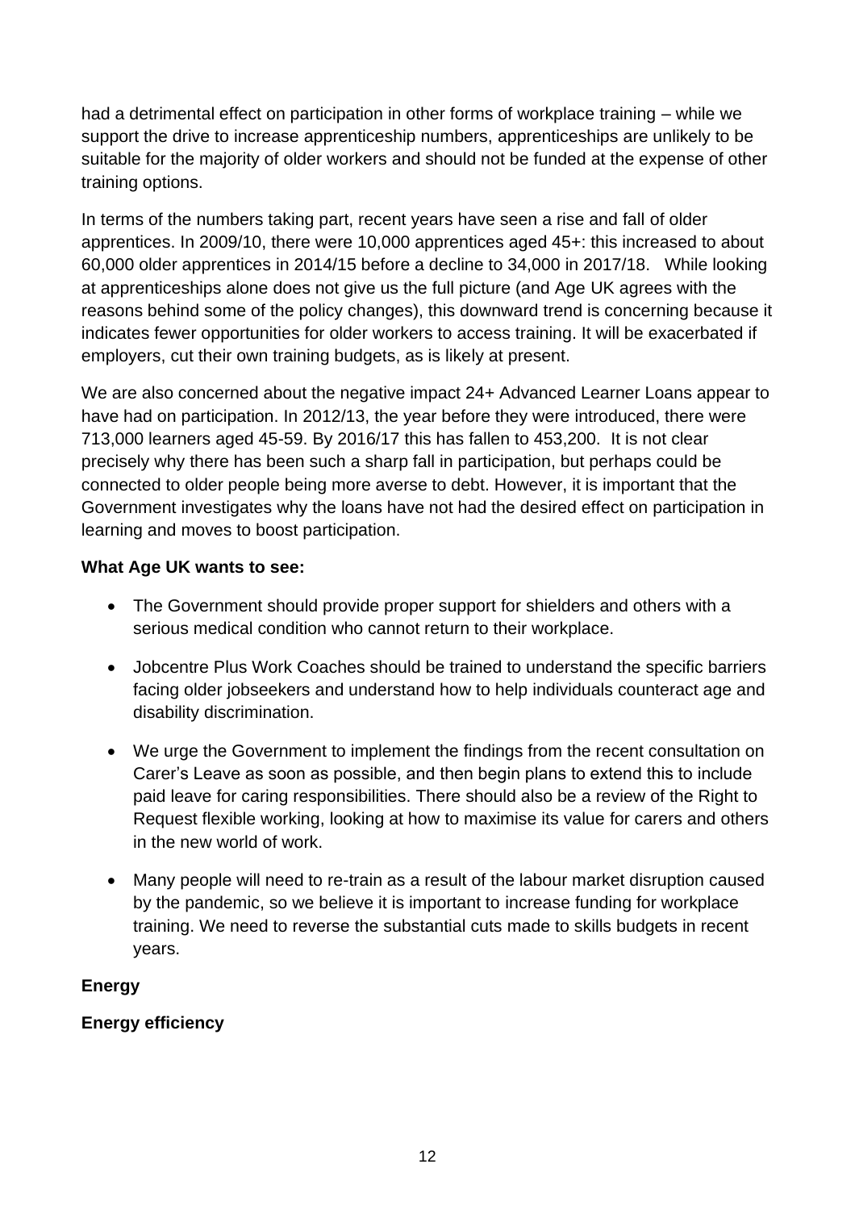had a detrimental effect on participation in other forms of workplace training – while we support the drive to increase apprenticeship numbers, apprenticeships are unlikely to be suitable for the majority of older workers and should not be funded at the expense of other training options.

In terms of the numbers taking part, recent years have seen a rise and fall of older apprentices. In 2009/10, there were 10,000 apprentices aged 45+: this increased to about 60,000 older apprentices in 2014/15 before a decline to 34,000 in 2017/18. While looking at apprenticeships alone does not give us the full picture (and Age UK agrees with the reasons behind some of the policy changes), this downward trend is concerning because it indicates fewer opportunities for older workers to access training. It will be exacerbated if employers, cut their own training budgets, as is likely at present.

We are also concerned about the negative impact 24+ Advanced Learner Loans appear to have had on participation. In 2012/13, the year before they were introduced, there were 713,000 learners aged 45-59. By 2016/17 this has fallen to 453,200. It is not clear precisely why there has been such a sharp fall in participation, but perhaps could be connected to older people being more averse to debt. However, it is important that the Government investigates why the loans have not had the desired effect on participation in learning and moves to boost participation.

**What Age UK wants to see:**

- The Government should provide proper support for shielders and others with a serious medical condition who cannot return to their workplace.
- Jobcentre Plus Work Coaches should be trained to understand the specific barriers facing older jobseekers and understand how to help individuals counteract age and disability discrimination.
- We urge the Government to implement the findings from the recent consultation on Carer's Leave as soon as possible, and then begin plans to extend this to include paid leave for caring responsibilities. There should also be a review of the Right to Request flexible working, looking at how to maximise its value for carers and others in the new world of work.
- Many people will need to re-train as a result of the labour market disruption caused by the pandemic, so we believe it is important to increase funding for workplace training. We need to reverse the substantial cuts made to skills budgets in recent years.

## Energy

### Energy efficiency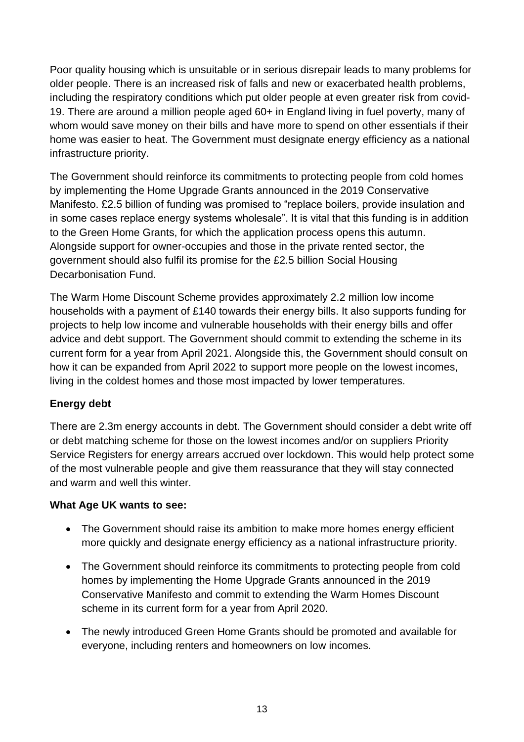Poor quality housing which is unsuitable or in serious disrepair leads to many problems for older people. There is an increased risk of falls and new or exacerbated health problems, including the respiratory conditions which put older people at even greater risk from covid-19. There are around a million people aged 60+ in England living in fuel poverty, many of whom would save money on their bills and have more to spend on other essentials if their home was easier to heat. The Government must designate energy efficiency as a national infrastructure priority.

The Government should reinforce its commitments to protecting people from cold homes by implementing the Home Upgrade Grants announced in the 2019 Conservative Manifesto. £2.5 billion of funding was promised to "replace boilers, provide insulation and in some cases replace energy systems wholesale". It is vital that this funding is in addition to the Green Home Grants, for which the application process opens this autumn. Alongside support for owner-occupies and those in the private rented sector, the government should also fulfil its promise for the £2.5 billion Social Housing Decarbonisation Fund.

The Warm Home Discount Scheme provides approximately 2.2 million low income households with a payment of £140 towards their energy bills. It also supports funding for projects to help low income and vulnerable households with their energy bills and offer advice and debt support. The Government should commit to extending the scheme in its current form for a year from April 2021. Alongside this, the Government should consult on how it can be expanded from April 2022 to support more people on the lowest incomes, living in the coldest homes and those most impacted by lower temperatures.

**Energy debt**

There are 2.3m energy accounts in debt. The Government should consider a debt write off or debt matching scheme for those on the lowest incomes and/or on suppliers Priority Service Registers for energy arrears accrued over lockdown. This would help protect some of the most vulnerable people and give them reassurance that they will stay connected and warm and well this winter.

**What Age UK wants to see:**

- The Government should raise its ambition to make more homes energy efficient more quickly and designate energy efficiency as a national infrastructure priority.
- The Government should reinforce its commitments to protecting people from cold homes by implementing the Home Upgrade Grants announced in the 2019 Conservative Manifesto and commit to extending the Warm Homes Discount scheme in its current form for a year from April 2020.
- The newly introduced Green Home Grants should be promoted and available for everyone, including renters and homeowners on low incomes.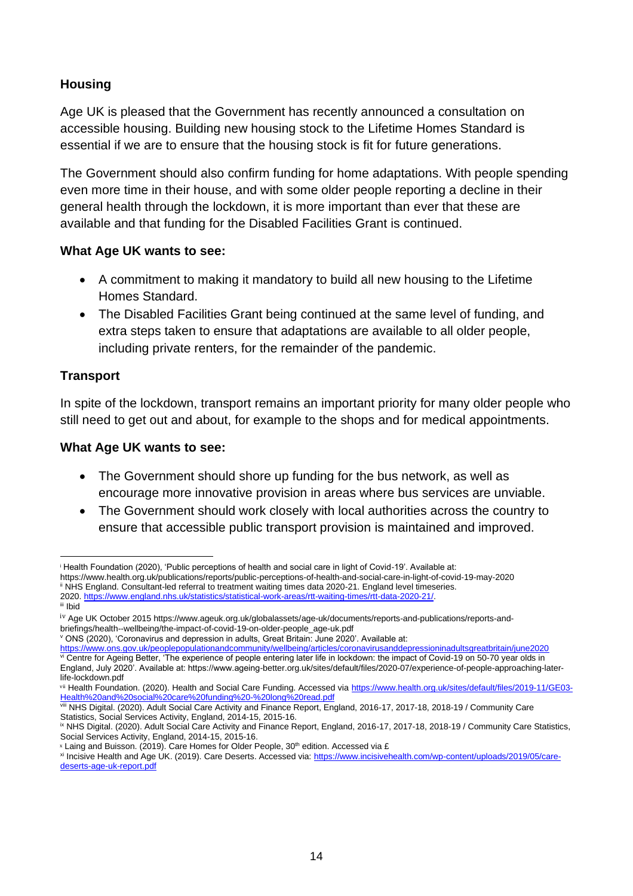## Housing

Age UK is pleased that the Government has recently announced a consultation on accessible housing. Building new housing stock to the Lifetime Homes Standard is essential if we are to ensure that the housing stock is fit for future generations.

The Government should also confirm funding for home adaptations. With people spending even more time in their house, and with some older people reporting a decline in their general health through the lockdown, it is more important than ever that these are available and that funding for the Disabled Facilities Grant is continued.

**What Age UK wants to see:**

- A commitment to making it mandatory to build all new housing to the Lifetime Homes Standard.
- The Disabled Facilities Grant being continued at the same level of funding, and extra steps taken to ensure that adaptations are available to all older people, including private renters, for the remainder of the pandemic.

## Transport

In spite of the lockdown, transport remains an important priority for many older people who still need to get out and about, for example to the shops and for medical appointments.

**What Age UK wants to see:**

- The Government should shore up funding for the bus network, as well as encourage more innovative provision in areas where bus services are unviable.
- The Government should work closely with local authorities across the country to ensure that accessible public transport provision is maintained and improved.

---

[i] Health Foundation (2020), 'Public perceptions of health and social care in light of Covid-19'. Available at: https://www.health.org.uk/publications/reports/public-perceptions-of-health-and-social-care-in-light-of-covid-19-may-2020

[ii] NHS England. Consultant-led referral to treatment waiting times data 2020-21. England level timeseries. 2020. https://www.england.nhs.uk/statistics/statistical-work-areas/rtt-waiting-times/rtt-data-2020-21/.

[iii] Ibid

[iv] Age UK October 2015 https://www.ageuk.org.uk/globalassets/age-uk/documents/reports-and-publications/reports-and-briefings/health--wellbeing/the-impact-of-covid-19-on-older-people_age-uk.pdf

[v] ONS (2020), 'Coronavirus and depression in adults, Great Britain: June 2020'. Available at: https://www.ons.gov.uk/peoplepopulationandcommunity/wellbeing/articles/coronavirusanddepressioninadultsgreatbritain/june2020

[vi] Centre for Ageing Better, 'The experience of people entering later life in lockdown: the impact of Covid-19 on 50-70 year olds in England, July 2020'. Available at: https://www.ageing-better.org.uk/sites/default/files/2020-07/experience-of-people-approaching-later-life-lockdown.pdf

[vii] Health Foundation. (2020). Health and Social Care Funding. Accessed via https://www.health.org.uk/sites/default/files/2019-11/GE03-Health%20and%20social%20care%20funding%20-%20long%20read.pdf

[viii] NHS Digital. (2020). Adult Social Care Activity and Finance Report, England, 2016-17, 2017-18, 2018-19 / Community Care Statistics, Social Services Activity, England, 2014-15, 2015-16.

[ix] NHS Digital. (2020). Adult Social Care Activity and Finance Report, England, 2016-17, 2017-18, 2018-19 / Community Care Statistics, Social Services Activity, England, 2014-15, 2015-16.

[x] Laing and Buisson. (2019). Care Homes for Older People, 30th edition. Accessed via £

[xi] Incisive Health and Age UK. (2019). Care Deserts. Accessed via: https://www.incisivehealth.com/wp-content/uploads/2019/05/care-deserts-age-uk-report.pdf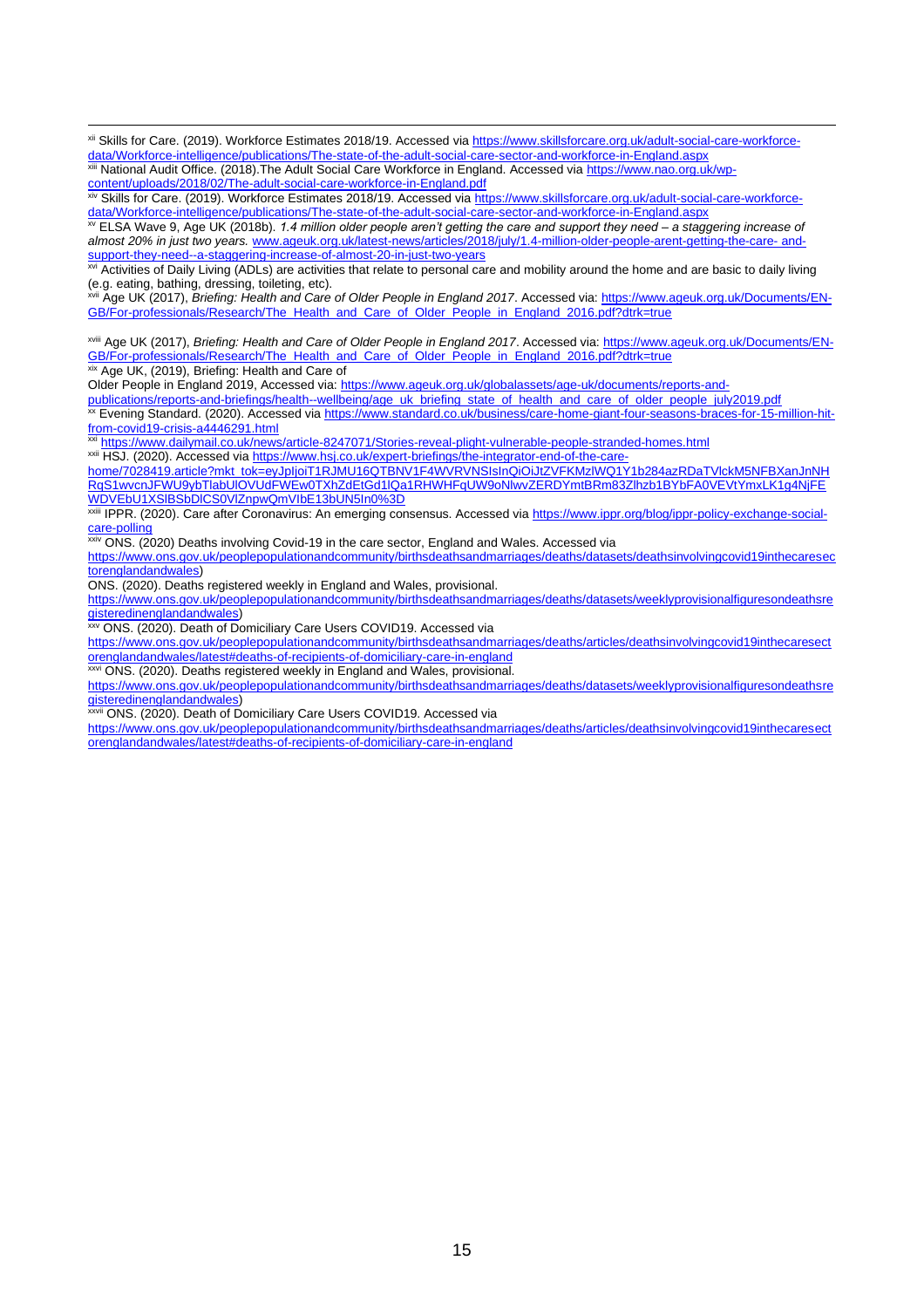[xii] Skills for Care. (2019). Workforce Estimates 2018/19. Accessed via https://www.skillsforcare.org.uk/adult-social-care-workforce-data/Workforce-intelligence/publications/The-state-of-the-adult-social-care-sector-and-workforce-in-England.aspx

[xiii] National Audit Office. (2018).The Adult Social Care Workforce in England. Accessed via https://www.nao.org.uk/wp-content/uploads/2018/02/The-adult-social-care-workforce-in-England.pdf

[xiv] Skills for Care. (2019). Workforce Estimates 2018/19. Accessed via https://www.skillsforcare.org.uk/adult-social-care-workforce-data/Workforce-intelligence/publications/The-state-of-the-adult-social-care-sector-and-workforce-in-England.aspx

[xv] ELSA Wave 9, Age UK (2018b). *1.4 million older people aren't getting the care and support they need – a staggering increase of almost 20% in just two years.* www.ageuk.org.uk/latest-news/articles/2018/july/1.4-million-older-people-arent-getting-the-care- and-support-they-need--a-staggering-increase-of-almost-20-in-just-two-years

[xvi] Activities of Daily Living (ADLs) are activities that relate to personal care and mobility around the home and are basic to daily living (e.g. eating, bathing, dressing, toileting, etc).

[xvii] Age UK (2017), *Briefing: Health and Care of Older People in England 2017*. Accessed via: https://www.ageuk.org.uk/Documents/EN-GB/For-professionals/Research/The_Health_and_Care_of_Older_People_in_England_2016.pdf?dtrk=true

[xviii] Age UK (2017), *Briefing: Health and Care of Older People in England 2017*. Accessed via: https://www.ageuk.org.uk/Documents/EN-GB/For-professionals/Research/The_Health_and_Care_of_Older_People_in_England_2016.pdf?dtrk=true

[xix] Age UK, (2019), Briefing: Health and Care of
Older People in England 2019, Accessed via: https://www.ageuk.org.uk/globalassets/age-uk/documents/reports-and-publications/reports-and-briefings/health--wellbeing/age_uk_briefing_state_of_health_and_care_of_older_people_july2019.pdf

[xx] Evening Standard. (2020). Accessed via https://www.standard.co.uk/business/care-home-giant-four-seasons-braces-for-15-million-hit-from-covid19-crisis-a4446291.html

[xxi] https://www.dailymail.co.uk/news/article-8247071/Stories-reveal-plight-vulnerable-people-stranded-homes.html

[xxii] HSJ. (2020). Accessed via https://www.hsj.co.uk/expert-briefings/the-integrator-end-of-the-care-home/7028419.article?mkt_tok=eyJpIjoiT1RJMU16QTBNV1F4WVRVNSIsInQiOiJtZVFKMzlWQ1Y1b284azRDaTVlckM5NFBXanJnNHRqS1wvcnJFWU9ybTlabUlOVUdFWEw0TXhZdEtGd1lQa1RHWHFqUW9oNlwvZERDYmtBRm83Zlhzb1BYbFA0VEVtYmxLK1g4NjFEWDVEbU1XSlBSbDlCS0VlZnpwQmVIbE13bUN5In0%3D

[xxiii] IPPR. (2020). Care after Coronavirus: An emerging consensus. Accessed via https://www.ippr.org/blog/ippr-policy-exchange-social-care-polling

[xxiv] ONS. (2020) Deaths involving Covid-19 in the care sector, England and Wales. Accessed via https://www.ons.gov.uk/peoplepopulationandcommunity/birthsdeathsandmarriages/deaths/datasets/deathsinvolvingcovid19inthecaresectorenglandandwales)

ONS. (2020). Deaths registered weekly in England and Wales, provisional. https://www.ons.gov.uk/peoplepopulationandcommunity/birthsdeathsandmarriages/deaths/datasets/weeklyprovisionalfiguresondeathsregisteredinenglandandwales)

[xxv] ONS. (2020). Death of Domiciliary Care Users COVID19. Accessed via https://www.ons.gov.uk/peoplepopulationandcommunity/birthsdeathsandmarriages/deaths/articles/deathsinvolvingcovid19inthecaresectorenglandandwales/latest#deaths-of-recipients-of-domiciliary-care-in-england

[xxvi] ONS. (2020). Deaths registered weekly in England and Wales, provisional. https://www.ons.gov.uk/peoplepopulationandcommunity/birthsdeathsandmarriages/deaths/datasets/weeklyprovisionalfiguresondeathsregisteredinenglandandwales)

[xxvii] ONS. (2020). Death of Domiciliary Care Users COVID19. Accessed via https://www.ons.gov.uk/peoplepopulationandcommunity/birthsdeathsandmarriages/deaths/articles/deathsinvolvingcovid19inthecaresectorenglandandwales/latest#deaths-of-recipients-of-domiciliary-care-in-england